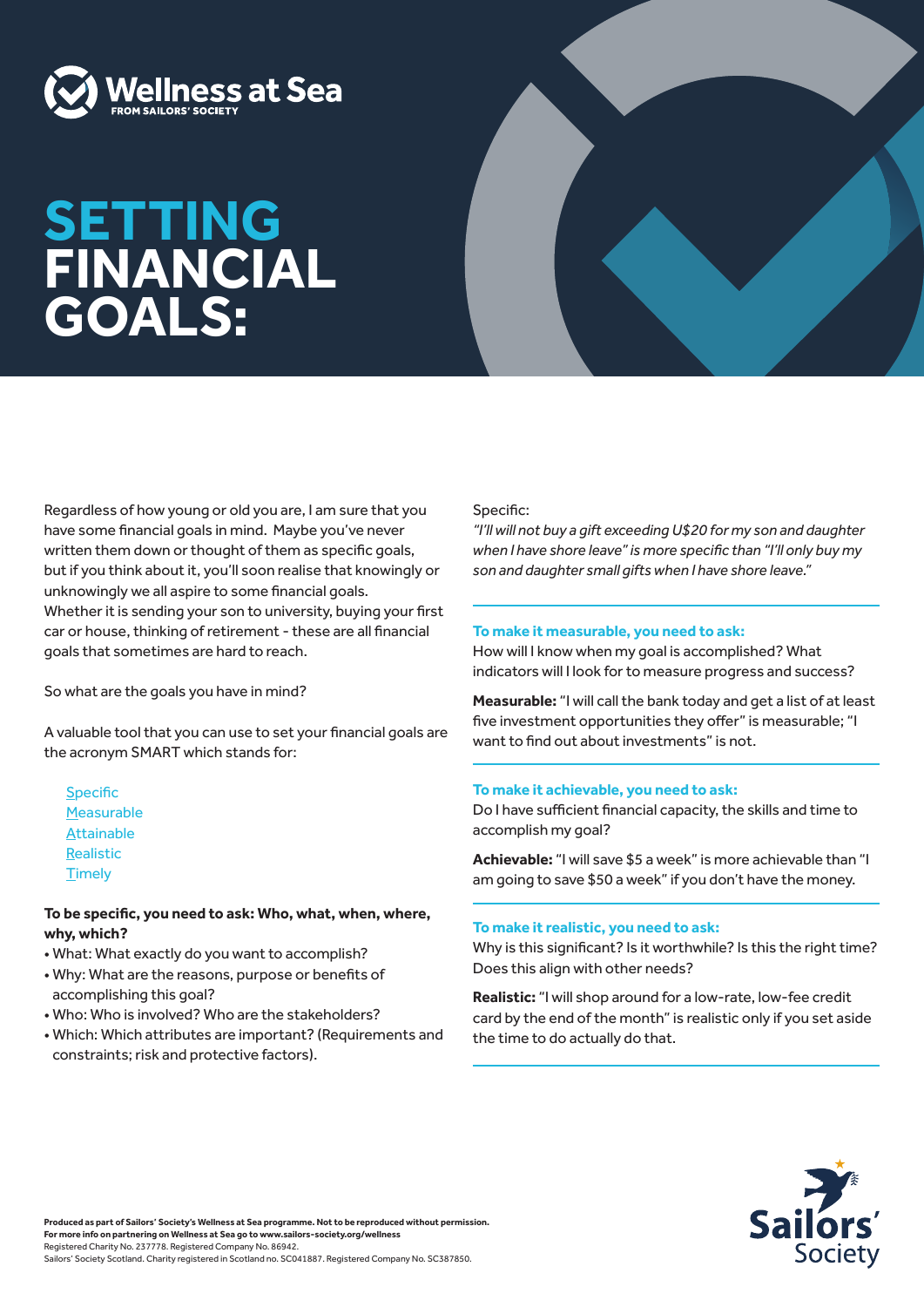Wellness at Sea
FROM SAILORS' SOCIETY

# SETTING FINANCIAL GOALS:

Regardless of how young or old you are, I am sure that you have some financial goals in mind. Maybe you've never written them down or thought of them as specific goals, but if you think about it, you'll soon realise that knowingly or unknowingly we all aspire to some financial goals. Whether it is sending your son to university, buying your first car or house, thinking of retirement - these are all financial goals that sometimes are hard to reach.

So what are the goals you have in mind?

A valuable tool that you can use to set your financial goals are the acronym SMART which stands for:

Specific
Measurable
Attainable
Realistic
Timely

**To be specific, you need to ask: Who, what, when, where, why, which?**

- What: What exactly do you want to accomplish?
- Why: What are the reasons, purpose or benefits of accomplishing this goal?
- Who: Who is involved? Who are the stakeholders?
- Which: Which attributes are important? (Requirements and constraints; risk and protective factors).

Specific:
*"I'll will not buy a gift exceeding U$20 for my son and daughter when I have shore leave" is more specific than "I'll only buy my son and daughter small gifts when I have shore leave."*

**To make it measurable, you need to ask:**
How will I know when my goal is accomplished? What indicators will I look for to measure progress and success?

**Measurable:** "I will call the bank today and get a list of at least five investment opportunities they offer" is measurable; "I want to find out about investments" is not.

**To make it achievable, you need to ask:**
Do I have sufficient financial capacity, the skills and time to accomplish my goal?

**Achievable:** "I will save $5 a week" is more achievable than "I am going to save $50 a week" if you don't have the money.

**To make it realistic, you need to ask:**
Why is this significant? Is it worthwhile? Is this the right time? Does this align with other needs?

**Realistic:** "I will shop around for a low-rate, low-fee credit card by the end of the month" is realistic only if you set aside the time to do actually do that.

**Produced as part of Sailors' Society's Wellness at Sea programme. Not to be reproduced without permission.**
**For more info on partnering on Wellness at Sea go to www.sailors-society.org/wellness**
Registered Charity No. 237778. Registered Company No. 86942.
Sailors' Society Scotland. Charity registered in Scotland no. SC041887. Registered Company No. SC387850.

Sailors' Society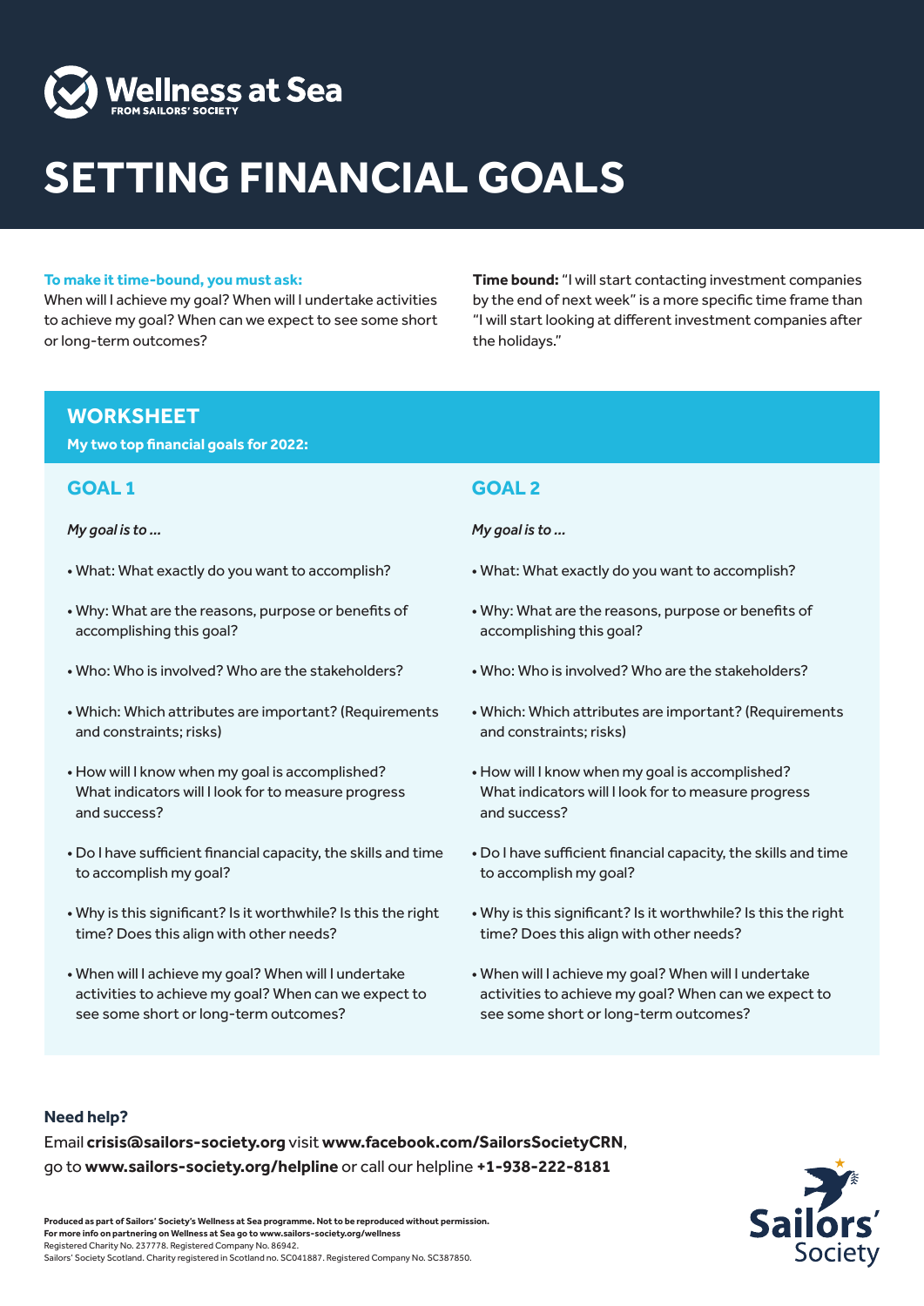Wellness at Sea
FROM SAILORS' SOCIETY

# SETTING FINANCIAL GOALS

**To make it time-bound, you must ask:**
When will I achieve my goal? When will I undertake activities to achieve my goal? When can we expect to see some short or long-term outcomes?

**Time bound:** "I will start contacting investment companies by the end of next week" is a more specific time frame than "I will start looking at different investment companies after the holidays."

## WORKSHEET

**My two top financial goals for 2022:**

### GOAL 1

*My goal is to ...*

- What: What exactly do you want to accomplish?
- Why: What are the reasons, purpose or benefits of accomplishing this goal?
- Who: Who is involved? Who are the stakeholders?
- Which: Which attributes are important? (Requirements and constraints; risks)
- How will I know when my goal is accomplished? What indicators will I look for to measure progress and success?
- Do I have sufficient financial capacity, the skills and time to accomplish my goal?
- Why is this significant? Is it worthwhile? Is this the right time? Does this align with other needs?
- When will I achieve my goal? When will I undertake activities to achieve my goal? When can we expect to see some short or long-term outcomes?

### GOAL 2

*My goal is to ...*

- What: What exactly do you want to accomplish?
- Why: What are the reasons, purpose or benefits of accomplishing this goal?
- Who: Who is involved? Who are the stakeholders?
- Which: Which attributes are important? (Requirements and constraints; risks)
- How will I know when my goal is accomplished? What indicators will I look for to measure progress and success?
- Do I have sufficient financial capacity, the skills and time to accomplish my goal?
- Why is this significant? Is it worthwhile? Is this the right time? Does this align with other needs?
- When will I achieve my goal? When will I undertake activities to achieve my goal? When can we expect to see some short or long-term outcomes?

**Need help?**
Email **crisis@sailors-society.org** visit **www.facebook.com/SailorsSocietyCRN**, go to **www.sailors-society.org/helpline** or call our helpline **+1-938-222-8181**

**Produced as part of Sailors' Society's Wellness at Sea programme. Not to be reproduced without permission.**
**For more info on partnering on Wellness at Sea go to www.sailors-society.org/wellness**
Registered Charity No. 237778. Registered Company No. 86942.
Sailors' Society Scotland. Charity registered in Scotland no. SC041887. Registered Company No. SC387850.

Sailors' Society